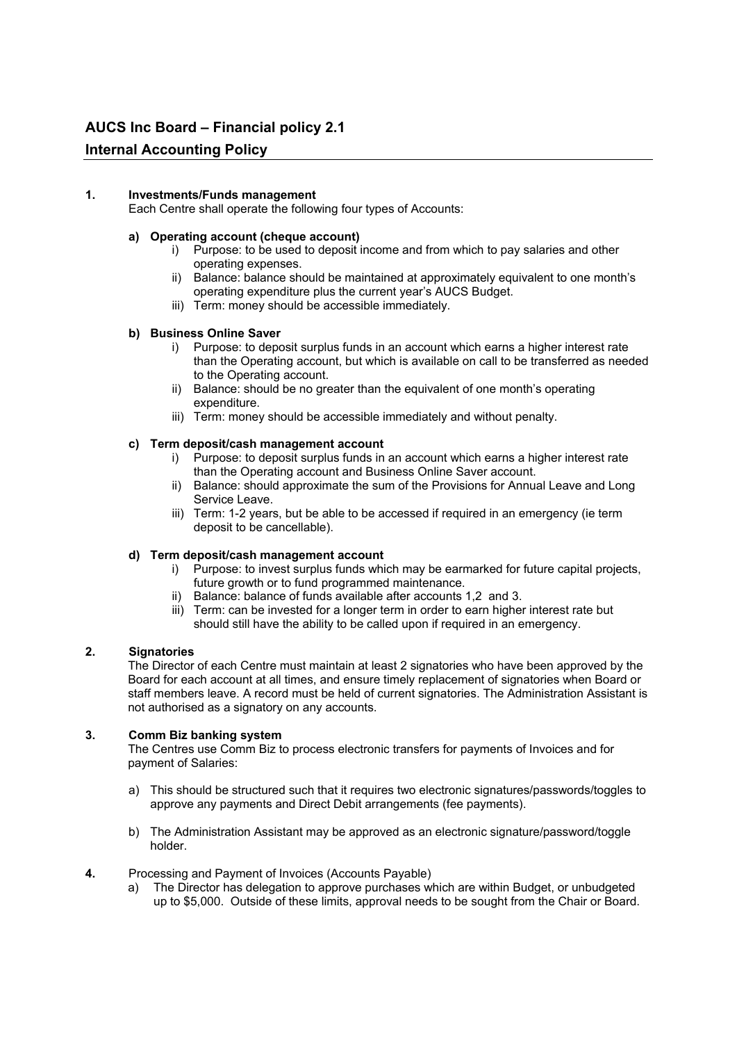## AUCS Inc Board – Financial policy 2.1

## Internal Accounting Policy

### 1. Investments/Funds management

Each Centre shall operate the following four types of Accounts:

**a) Operating account (cheque account)**

i) Purpose: to be used to deposit income and from which to pay salaries and other operating expenses.

ii) Balance: balance should be maintained at approximately equivalent to one month's operating expenditure plus the current year's AUCS Budget.

iii) Term: money should be accessible immediately.

**b) Business Online Saver**

i) Purpose: to deposit surplus funds in an account which earns a higher interest rate than the Operating account, but which is available on call to be transferred as needed to the Operating account.

ii) Balance: should be no greater than the equivalent of one month's operating expenditure.

iii) Term: money should be accessible immediately and without penalty.

**c) Term deposit/cash management account**

i) Purpose: to deposit surplus funds in an account which earns a higher interest rate than the Operating account and Business Online Saver account.

ii) Balance: should approximate the sum of the Provisions for Annual Leave and Long Service Leave.

iii) Term: 1-2 years, but be able to be accessed if required in an emergency (ie term deposit to be cancellable).

**d) Term deposit/cash management account**

i) Purpose: to invest surplus funds which may be earmarked for future capital projects, future growth or to fund programmed maintenance.

ii) Balance: balance of funds available after accounts 1,2 and 3.

iii) Term: can be invested for a longer term in order to earn higher interest rate but should still have the ability to be called upon if required in an emergency.

### 2. Signatories

The Director of each Centre must maintain at least 2 signatories who have been approved by the Board for each account at all times, and ensure timely replacement of signatories when Board or staff members leave. A record must be held of current signatories. The Administration Assistant is not authorised as a signatory on any accounts.

### 3. Comm Biz banking system

The Centres use Comm Biz to process electronic transfers for payments of Invoices and for payment of Salaries:

a) This should be structured such that it requires two electronic signatures/passwords/toggles to approve any payments and Direct Debit arrangements (fee payments).

b) The Administration Assistant may be approved as an electronic signature/password/toggle holder.

**4.** Processing and Payment of Invoices (Accounts Payable)

a) The Director has delegation to approve purchases which are within Budget, or unbudgeted up to $5,000. Outside of these limits, approval needs to be sought from the Chair or Board.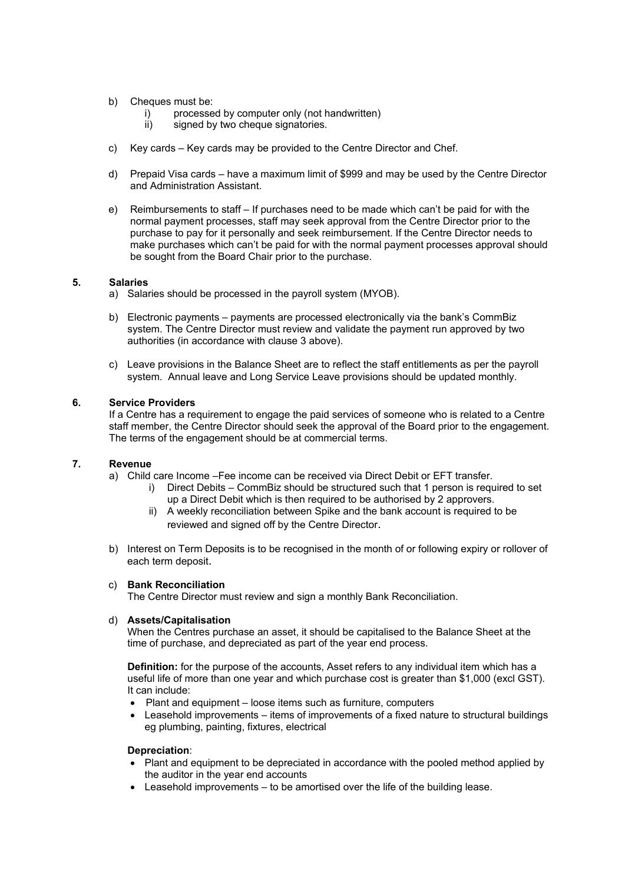b) Cheques must be:
   i) processed by computer only (not handwritten)
   ii) signed by two cheque signatories.

c) Key cards – Key cards may be provided to the Centre Director and Chef.

d) Prepaid Visa cards – have a maximum limit of $999 and may be used by the Centre Director and Administration Assistant.

e) Reimbursements to staff – If purchases need to be made which can't be paid for with the normal payment processes, staff may seek approval from the Centre Director prior to the purchase to pay for it personally and seek reimbursement. If the Centre Director needs to make purchases which can't be paid for with the normal payment processes approval should be sought from the Board Chair prior to the purchase.

## 5. Salaries

a) Salaries should be processed in the payroll system (MYOB).

b) Electronic payments – payments are processed electronically via the bank's CommBiz system. The Centre Director must review and validate the payment run approved by two authorities (in accordance with clause 3 above).

c) Leave provisions in the Balance Sheet are to reflect the staff entitlements as per the payroll system. Annual leave and Long Service Leave provisions should be updated monthly.

## 6. Service Providers

If a Centre has a requirement to engage the paid services of someone who is related to a Centre staff member, the Centre Director should seek the approval of the Board prior to the engagement. The terms of the engagement should be at commercial terms.

## 7. Revenue

a) Child care Income –Fee income can be received via Direct Debit or EFT transfer.
   i) Direct Debits – CommBiz should be structured such that 1 person is required to set up a Direct Debit which is then required to be authorised by 2 approvers.
   ii) A weekly reconciliation between Spike and the bank account is required to be reviewed and signed off by the Centre Director.

b) Interest on Term Deposits is to be recognised in the month of or following expiry or rollover of each term deposit.

c) **Bank Reconciliation**
   The Centre Director must review and sign a monthly Bank Reconciliation.

d) **Assets/Capitalisation**
   When the Centres purchase an asset, it should be capitalised to the Balance Sheet at the time of purchase, and depreciated as part of the year end process.

   **Definition:** for the purpose of the accounts, Asset refers to any individual item which has a useful life of more than one year and which purchase cost is greater than $1,000 (excl GST). It can include:
   - Plant and equipment – loose items such as furniture, computers
   - Leasehold improvements – items of improvements of a fixed nature to structural buildings eg plumbing, painting, fixtures, electrical

   **Depreciation**:
   - Plant and equipment to be depreciated in accordance with the pooled method applied by the auditor in the year end accounts
   - Leasehold improvements – to be amortised over the life of the building lease.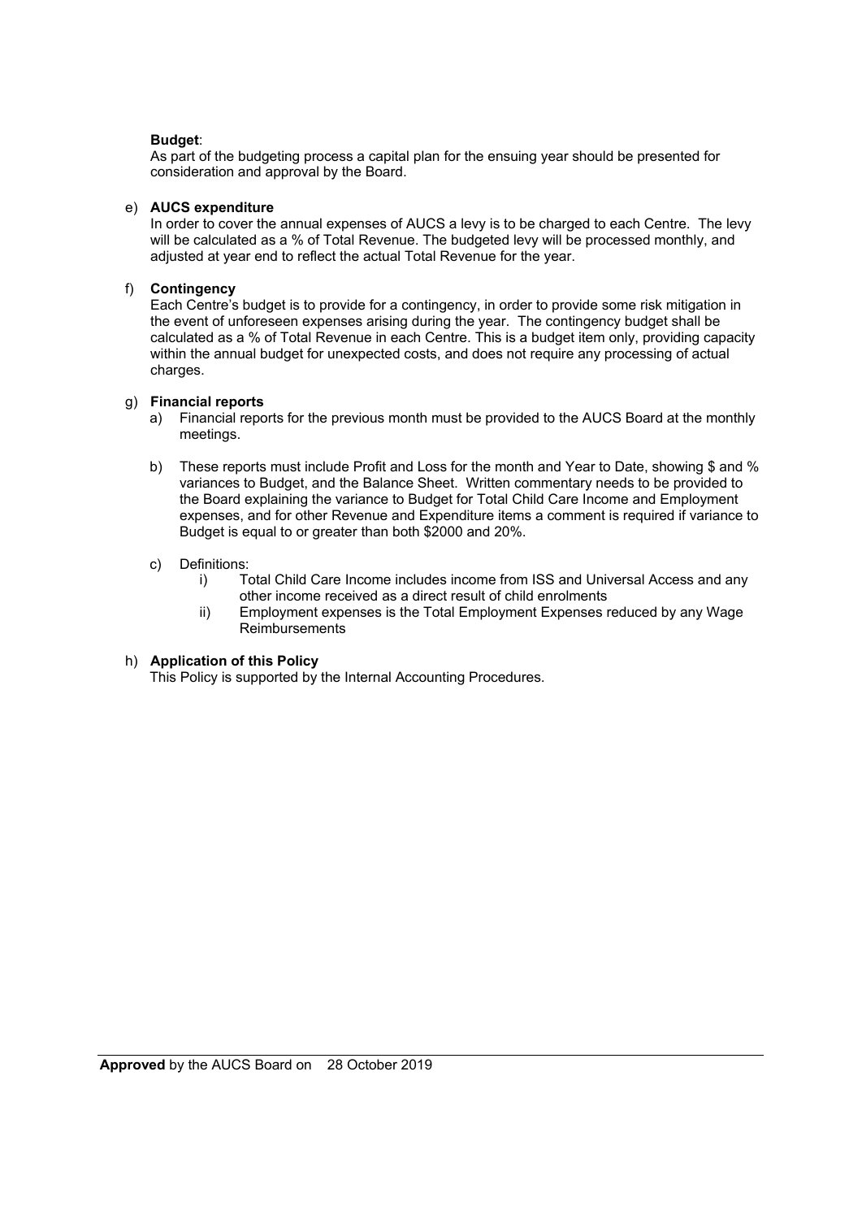**Budget**:
As part of the budgeting process a capital plan for the ensuing year should be presented for consideration and approval by the Board.

e) **AUCS expenditure**
In order to cover the annual expenses of AUCS a levy is to be charged to each Centre. The levy will be calculated as a % of Total Revenue. The budgeted levy will be processed monthly, and adjusted at year end to reflect the actual Total Revenue for the year.

f) **Contingency**
Each Centre's budget is to provide for a contingency, in order to provide some risk mitigation in the event of unforeseen expenses arising during the year. The contingency budget shall be calculated as a % of Total Revenue in each Centre. This is a budget item only, providing capacity within the annual budget for unexpected costs, and does not require any processing of actual charges.

g) **Financial reports**

a) Financial reports for the previous month must be provided to the AUCS Board at the monthly meetings.

b) These reports must include Profit and Loss for the month and Year to Date, showing $ and % variances to Budget, and the Balance Sheet. Written commentary needs to be provided to the Board explaining the variance to Budget for Total Child Care Income and Employment expenses, and for other Revenue and Expenditure items a comment is required if variance to Budget is equal to or greater than both $2000 and 20%.

c) Definitions:

i) Total Child Care Income includes income from ISS and Universal Access and any other income received as a direct result of child enrolments

ii) Employment expenses is the Total Employment Expenses reduced by any Wage Reimbursements

h) **Application of this Policy**
This Policy is supported by the Internal Accounting Procedures.

**Approved** by the AUCS Board on 28 October 2019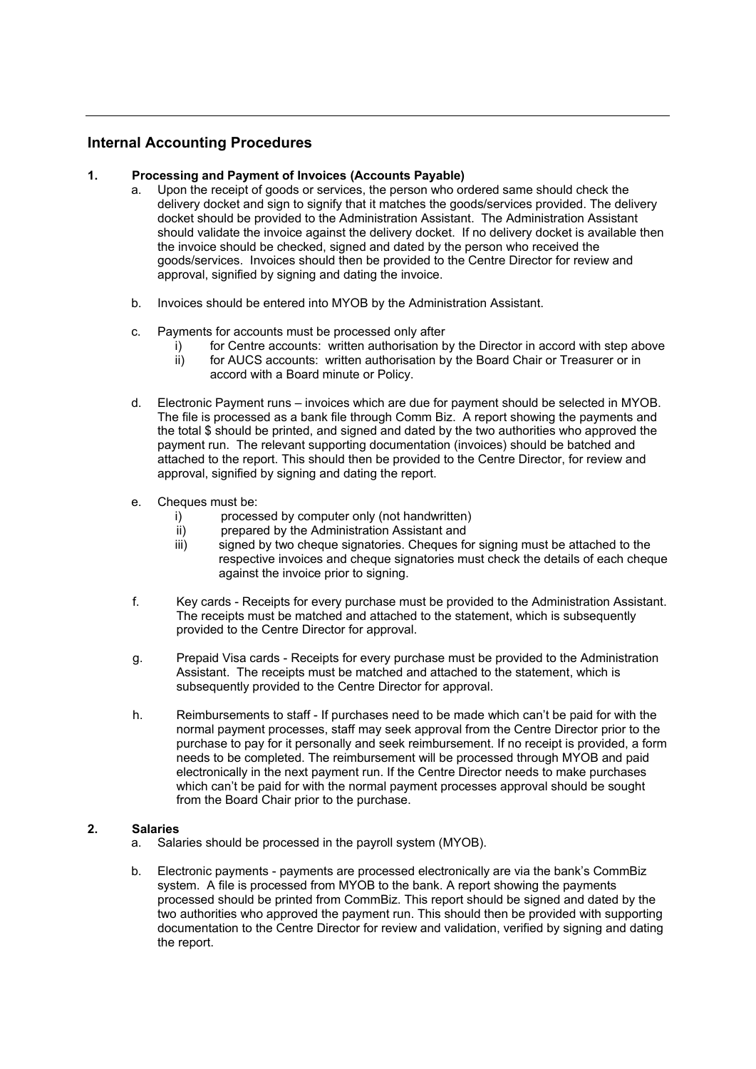## Internal Accounting Procedures

### 1. Processing and Payment of Invoices (Accounts Payable)

a. Upon the receipt of goods or services, the person who ordered same should check the delivery docket and sign to signify that it matches the goods/services provided. The delivery docket should be provided to the Administration Assistant. The Administration Assistant should validate the invoice against the delivery docket. If no delivery docket is available then the invoice should be checked, signed and dated by the person who received the goods/services. Invoices should then be provided to the Centre Director for review and approval, signified by signing and dating the invoice.

b. Invoices should be entered into MYOB by the Administration Assistant.

c. Payments for accounts must be processed only after
   i) for Centre accounts: written authorisation by the Director in accord with step above
   ii) for AUCS accounts: written authorisation by the Board Chair or Treasurer or in accord with a Board minute or Policy.

d. Electronic Payment runs – invoices which are due for payment should be selected in MYOB. The file is processed as a bank file through Comm Biz. A report showing the payments and the total $ should be printed, and signed and dated by the two authorities who approved the payment run. The relevant supporting documentation (invoices) should be batched and attached to the report. This should then be provided to the Centre Director, for review and approval, signified by signing and dating the report.

e. Cheques must be:
   i) processed by computer only (not handwritten)
   ii) prepared by the Administration Assistant and
   iii) signed by two cheque signatories. Cheques for signing must be attached to the respective invoices and cheque signatories must check the details of each cheque against the invoice prior to signing.

f. Key cards - Receipts for every purchase must be provided to the Administration Assistant. The receipts must be matched and attached to the statement, which is subsequently provided to the Centre Director for approval.

g. Prepaid Visa cards - Receipts for every purchase must be provided to the Administration Assistant. The receipts must be matched and attached to the statement, which is subsequently provided to the Centre Director for approval.

h. Reimbursements to staff - If purchases need to be made which can't be paid for with the normal payment processes, staff may seek approval from the Centre Director prior to the purchase to pay for it personally and seek reimbursement. If no receipt is provided, a form needs to be completed. The reimbursement will be processed through MYOB and paid electronically in the next payment run. If the Centre Director needs to make purchases which can't be paid for with the normal payment processes approval should be sought from the Board Chair prior to the purchase.

### 2. Salaries

a. Salaries should be processed in the payroll system (MYOB).

b. Electronic payments - payments are processed electronically are via the bank's CommBiz system. A file is processed from MYOB to the bank. A report showing the payments processed should be printed from CommBiz. This report should be signed and dated by the two authorities who approved the payment run. This should then be provided with supporting documentation to the Centre Director for review and validation, verified by signing and dating the report.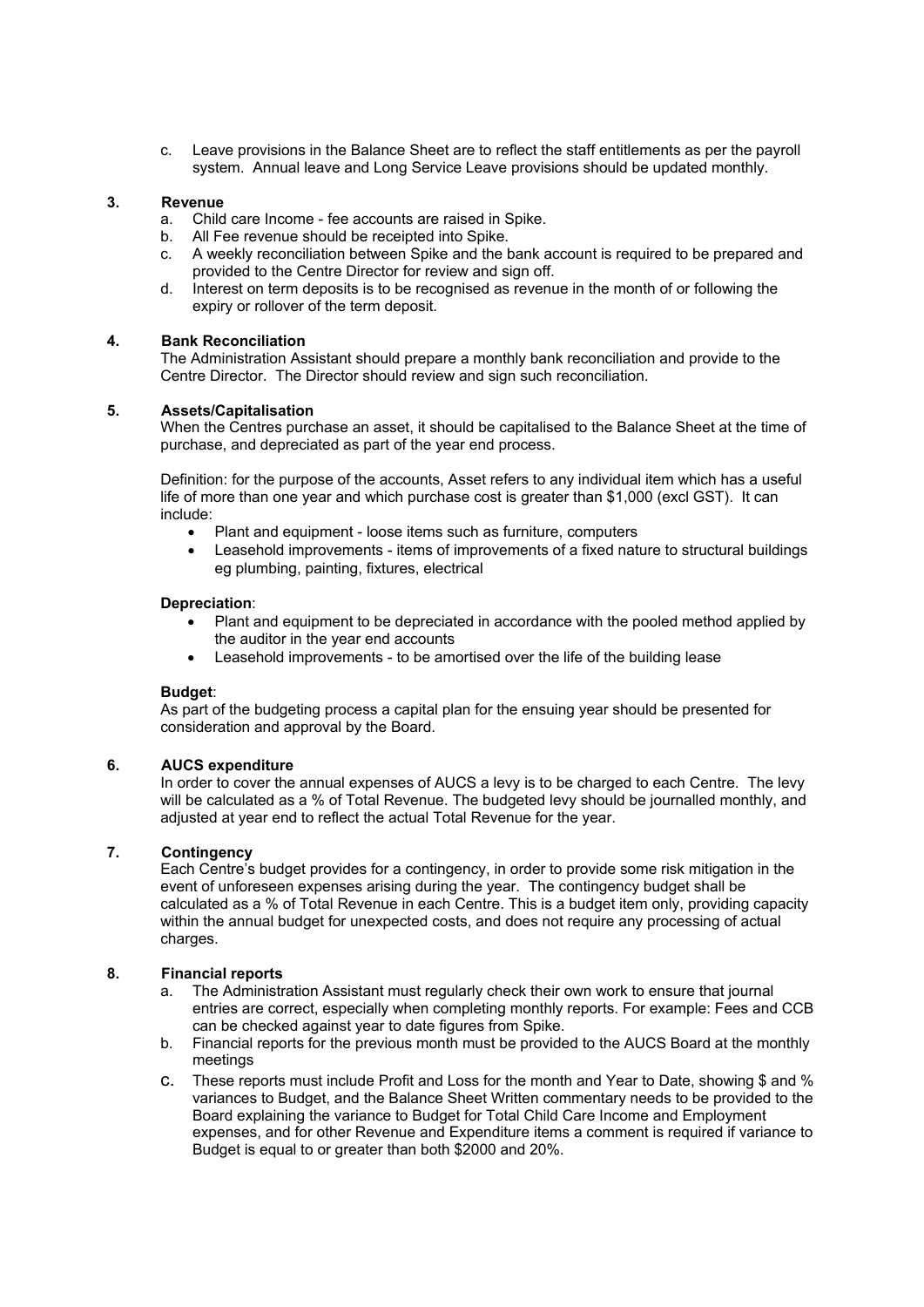c. Leave provisions in the Balance Sheet are to reflect the staff entitlements as per the payroll system. Annual leave and Long Service Leave provisions should be updated monthly.

## 3. Revenue

a. Child care Income - fee accounts are raised in Spike.
b. All Fee revenue should be receipted into Spike.
c. A weekly reconciliation between Spike and the bank account is required to be prepared and provided to the Centre Director for review and sign off.
d. Interest on term deposits is to be recognised as revenue in the month of or following the expiry or rollover of the term deposit.

## 4. Bank Reconciliation

The Administration Assistant should prepare a monthly bank reconciliation and provide to the Centre Director. The Director should review and sign such reconciliation.

## 5. Assets/Capitalisation

When the Centres purchase an asset, it should be capitalised to the Balance Sheet at the time of purchase, and depreciated as part of the year end process.

Definition: for the purpose of the accounts, Asset refers to any individual item which has a useful life of more than one year and which purchase cost is greater than $1,000 (excl GST). It can include:

- Plant and equipment - loose items such as furniture, computers
- Leasehold improvements - items of improvements of a fixed nature to structural buildings eg plumbing, painting, fixtures, electrical

**Depreciation**:

- Plant and equipment to be depreciated in accordance with the pooled method applied by the auditor in the year end accounts
- Leasehold improvements - to be amortised over the life of the building lease

**Budget**:

As part of the budgeting process a capital plan for the ensuing year should be presented for consideration and approval by the Board.

## 6. AUCS expenditure

In order to cover the annual expenses of AUCS a levy is to be charged to each Centre. The levy will be calculated as a % of Total Revenue. The budgeted levy should be journalled monthly, and adjusted at year end to reflect the actual Total Revenue for the year.

## 7. Contingency

Each Centre's budget provides for a contingency, in order to provide some risk mitigation in the event of unforeseen expenses arising during the year. The contingency budget shall be calculated as a % of Total Revenue in each Centre. This is a budget item only, providing capacity within the annual budget for unexpected costs, and does not require any processing of actual charges.

## 8. Financial reports

a. The Administration Assistant must regularly check their own work to ensure that journal entries are correct, especially when completing monthly reports. For example: Fees and CCB can be checked against year to date figures from Spike.
b. Financial reports for the previous month must be provided to the AUCS Board at the monthly meetings
c. These reports must include Profit and Loss for the month and Year to Date, showing $ and % variances to Budget, and the Balance Sheet Written commentary needs to be provided to the Board explaining the variance to Budget for Total Child Care Income and Employment expenses, and for other Revenue and Expenditure items a comment is required if variance to Budget is equal to or greater than both $2000 and 20%.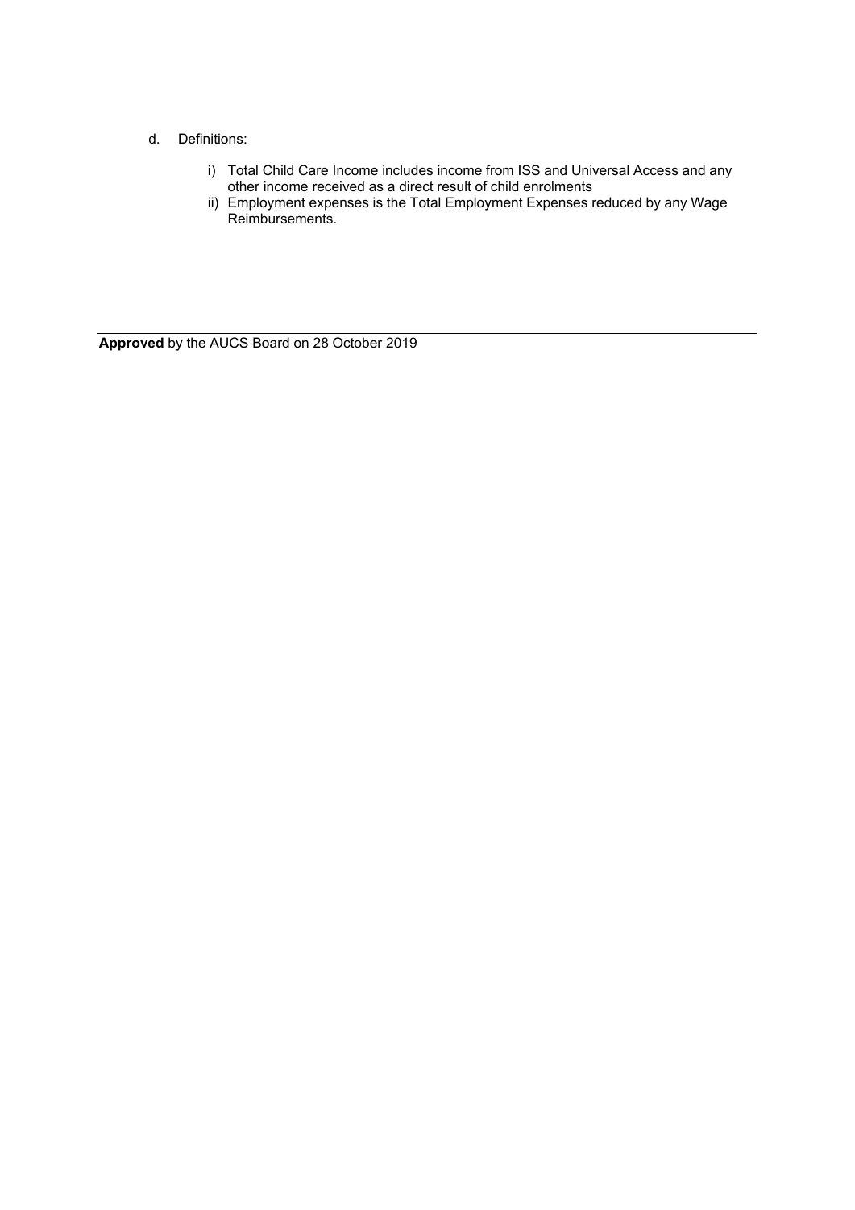d. Definitions:

    i) Total Child Care Income includes income from ISS and Universal Access and any other income received as a direct result of child enrolments
    ii) Employment expenses is the Total Employment Expenses reduced by any Wage Reimbursements.

---

**Approved** by the AUCS Board on 28 October 2019